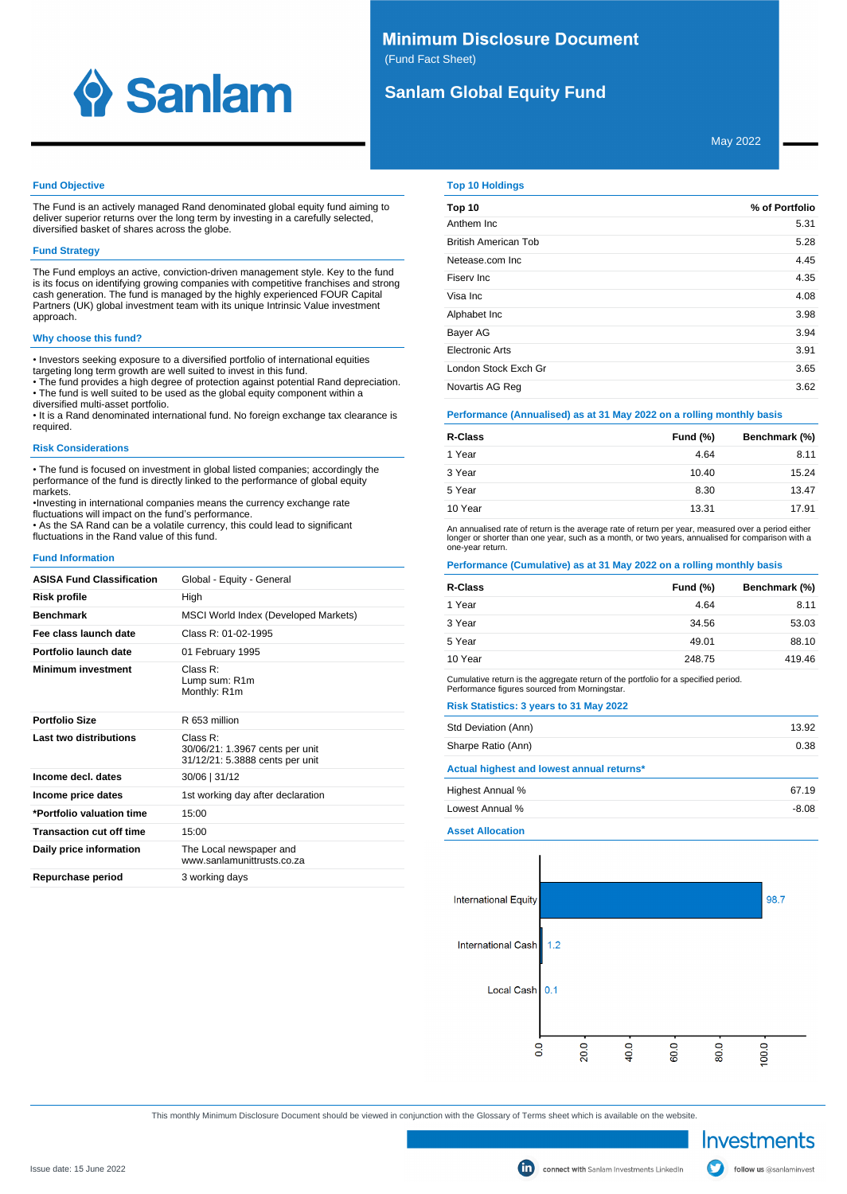# Minimum Disclosure Document

(Fund Fact Sheet)

## Sanlam Global Equity Fund

May 2022

### Fund Objective

The Fund is an actively managed Rand denominated global equity fund aiming to deliver superior returns over the long term by investing in a carefully selected, diversified basket of shares across the globe.

### Fund Strategy

The Fund employs an active, conviction-driven management style. Key to the fund is its focus on identifying growing companies with competitive franchises and strong cash generation. The fund is managed by the highly experienced FOUR Capital Partners (UK) global investment team with its unique Intrinsic Value investment approach.

### Why choose this fund?

- Investors seeking exposure to a diversified portfolio of international equities targeting long term growth are well suited to invest in this fund.
- The fund provides a high degree of protection against potential Rand depreciation.
- The fund is well suited to be used as the global equity component within a diversified multi-asset portfolio.
- It is a Rand denominated international fund. No foreign exchange tax clearance is required.

### Risk Considerations

- The fund is focused on investment in global listed companies; accordingly the performance of the fund is directly linked to the performance of global equity markets.
- Investing in international companies means the currency exchange rate fluctuations will impact on the fund's performance.
- As the SA Rand can be a volatile currency, this could lead to significant fluctuations in the Rand value of this fund.

### Fund Information

| | |
|---|---|
| **ASISA Fund Classification** | Global - Equity - General |
| **Risk profile** | High |
| **Benchmark** | MSCI World Index (Developed Markets) |
| **Fee class launch date** | Class R: 01-02-1995 |
| **Portfolio launch date** | 01 February 1995 |
| **Minimum investment** | Class R:<br>Lump sum: R1m<br>Monthly: R1m |
| **Portfolio Size** | R 653 million |
| **Last two distributions** | Class R:<br>30/06/21: 1.3967 cents per unit<br>31/12/21: 5.3888 cents per unit |
| **Income decl. dates** | 30/06 \| 31/12 |
| **Income price dates** | 1st working day after declaration |
| ***Portfolio valuation time** | 15:00 |
| **Transaction cut off time** | 15:00 |
| **Daily price information** | The Local newspaper and www.sanlamunittrusts.co.za |
| **Repurchase period** | 3 working days |

### Top 10 Holdings

| Top 10 | % of Portfolio |
|---|---|
| Anthem Inc | 5.31 |
| British American Tob | 5.28 |
| Netease.com Inc | 4.45 |
| Fiserv Inc | 4.35 |
| Visa Inc | 4.08 |
| Alphabet Inc | 3.98 |
| Bayer AG | 3.94 |
| Electronic Arts | 3.91 |
| London Stock Exch Gr | 3.65 |
| Novartis AG Reg | 3.62 |

### Performance (Annualised) as at 31 May 2022 on a rolling monthly basis

| R-Class | Fund (%) | Benchmark (%) |
|---|---|---|
| 1 Year | 4.64 | 8.11 |
| 3 Year | 10.40 | 15.24 |
| 5 Year | 8.30 | 13.47 |
| 10 Year | 13.31 | 17.91 |

An annualised rate of return is the average rate of return per year, measured over a period either longer or shorter than one year, such as a month, or two years, annualised for comparison with a one-year return.

### Performance (Cumulative) as at 31 May 2022 on a rolling monthly basis

| R-Class | Fund (%) | Benchmark (%) |
|---|---|---|
| 1 Year | 4.64 | 8.11 |
| 3 Year | 34.56 | 53.03 |
| 5 Year | 49.01 | 88.10 |
| 10 Year | 248.75 | 419.46 |

Cumulative return is the aggregate return of the portfolio for a specified period.
Performance figures sourced from Morningstar.

### Risk Statistics: 3 years to 31 May 2022

| | |
|---|---|
| Std Deviation (Ann) | 13.92 |
| Sharpe Ratio (Ann) | 0.38 |

### Actual highest and lowest annual returns*

| | |
|---|---|
| Highest Annual % | 67.19 |
| Lowest Annual % | -8.08 |

### Asset Allocation

| Asset | % |
|---|---|
| International Equity | 98.7 |
| International Cash | 1.2 |
| Local Cash | 0.1 |

This monthly Minimum Disclosure Document should be viewed in conjunction with the Glossary of Terms sheet which is available on the website.

Investments

Issue date: 15 June 2022

connect with Sanlam Investments LinkedIn

follow us @sanlaminvest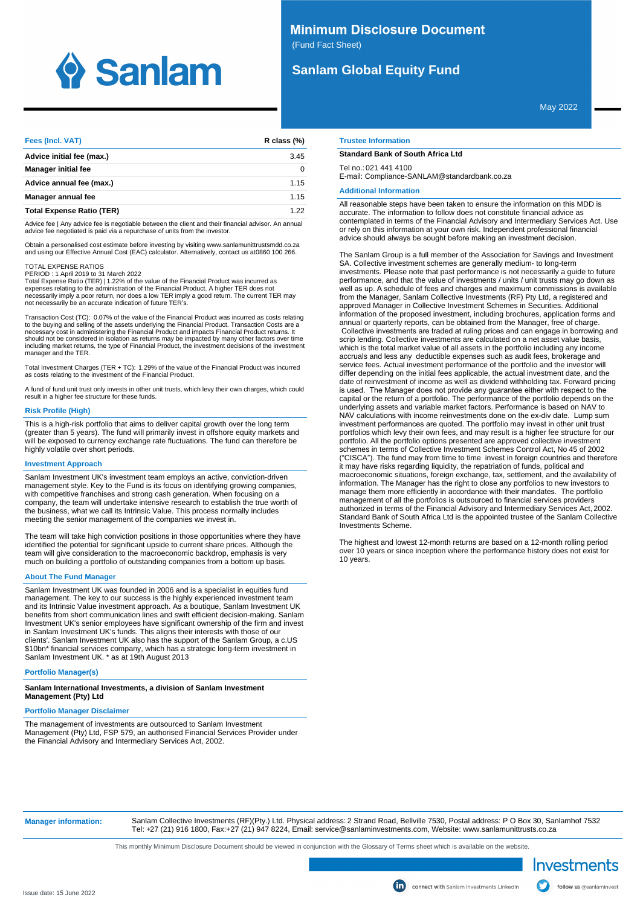# Minimum Disclosure Document

(Fund Fact Sheet)

## Sanlam Global Equity Fund

May 2022

### Fees (Incl. VAT)

| Fees (Incl. VAT) | R class (%) |
| --- | --- |
| **Advice initial fee (max.)** | 3.45 |
| **Manager initial fee** | 0 |
| **Advice annual fee (max.)** | 1.15 |
| **Manager annual fee** | 1.15 |
| **Total Expense Ratio (TER)** | 1.22 |

Advice fee | Any advice fee is negotiable between the client and their financial advisor. An annual advice fee negotiated is paid via a repurchase of units from the investor.

Obtain a personalised cost estimate before investing by visiting www.sanlamunittrustsmdd.co.za and using our Effective Annual Cost (EAC) calculator. Alternatively, contact us at0860 100 266.

TOTAL EXPENSE RATIOS
PERIOD : 1 April 2019 to 31 March 2022
Total Expense Ratio (TER) | 1.22% of the value of the Financial Product was incurred as expenses relating to the administration of the Financial Product. A higher TER does not necessarily imply a poor return, nor does a low TER imply a good return. The current TER may not necessarily be an accurate indication of future TER's.

Transaction Cost (TC): 0.07% of the value of the Financial Product was incurred as costs relating to the buying and selling of the assets underlying the Financial Product. Transaction Costs are a necessary cost in administering the Financial Product and impacts Financial Product returns. It should not be considered in isolation as returns may be impacted by many other factors over time including market returns, the type of Financial Product, the investment decisions of the investment manager and the TER.

Total Investment Charges (TER + TC): 1.29% of the value of the Financial Product was incurred as costs relating to the investment of the Financial Product.

A fund of fund unit trust only invests in other unit trusts, which levy their own charges, which could result in a higher fee structure for these funds.

### Risk Profile (High)

This is a high-risk portfolio that aims to deliver capital growth over the long term (greater than 5 years). The fund will primarily invest in offshore equity markets and will be exposed to currency exchange rate fluctuations. The fund can therefore be highly volatile over short periods.

### Investment Approach

Sanlam Investment UK's investment team employs an active, conviction-driven management style. Key to the Fund is its focus on identifying growing companies, with competitive franchises and strong cash generation. When focusing on a company, the team will undertake intensive research to establish the true worth of the business, what we call its Intrinsic Value. This process normally includes meeting the senior management of the companies we invest in.

The team will take high conviction positions in those opportunities where they have identified the potential for significant upside to current share prices. Although the team will give consideration to the macroeconomic backdrop, emphasis is very much on building a portfolio of outstanding companies from a bottom up basis.

### About The Fund Manager

Sanlam Investment UK was founded in 2006 and is a specialist in equities fund management. The key to our success is the highly experienced investment team and its Intrinsic Value investment approach. As a boutique, Sanlam Investment UK benefits from short communication lines and swift efficient decision-making. Sanlam Investment UK's senior employees have significant ownership of the firm and invest in Sanlam Investment UK's funds. This aligns their interests with those of our clients'. Sanlam Investment UK also has the support of the Sanlam Group, a c.US $10bn* financial services company, which has a strategic long-term investment in Sanlam Investment UK. * as at 19th August 2013

### Portfolio Manager(s)

**Sanlam International Investments, a division of Sanlam Investment Management (Pty) Ltd**

### Portfolio Manager Disclaimer

The management of investments are outsourced to Sanlam Investment Management (Pty) Ltd, FSP 579, an authorised Financial Services Provider under the Financial Advisory and Intermediary Services Act, 2002.

### Trustee Information

**Standard Bank of South Africa Ltd**

Tel no.: 021 441 4100
E-mail: Compliance-SANLAM@standardbank.co.za

### Additional Information

All reasonable steps have been taken to ensure the information on this MDD is accurate. The information to follow does not constitute financial advice as contemplated in terms of the Financial Advisory and Intermediary Services Act. Use or rely on this information at your own risk. Independent professional financial advice should always be sought before making an investment decision.

The Sanlam Group is a full member of the Association for Savings and Investment SA. Collective investment schemes are generally medium- to long-term investments. Please note that past performance is not necessarily a guide to future performance, and that the value of investments / units / unit trusts may go down as well as up. A schedule of fees and charges and maximum commissions is available from the Manager, Sanlam Collective Investments (RF) Pty Ltd, a registered and approved Manager in Collective Investment Schemes in Securities. Additional information of the proposed investment, including brochures, application forms and annual or quarterly reports, can be obtained from the Manager, free of charge. Collective investments are traded at ruling prices and can engage in borrowing and scrip lending. Collective investments are calculated on a net asset value basis, which is the total market value of all assets in the portfolio including any income accruals and less any deductible expenses such as audit fees, brokerage and service fees. Actual investment performance of the portfolio and the investor will differ depending on the initial fees applicable, the actual investment date, and the date of reinvestment of income as well as dividend withholding tax. Forward pricing is used. The Manager does not provide any guarantee either with respect to the capital or the return of a portfolio. The performance of the portfolio depends on the underlying assets and variable market factors. Performance is based on NAV to NAV calculations with income reinvestments done on the ex-div date. Lump sum investment performances are quoted. The portfolio may invest in other unit trust portfolios which levy their own fees, and may result is a higher fee structure for our portfolio. All the portfolio options presented are approved collective investment schemes in terms of Collective Investment Schemes Control Act, No 45 of 2002 ("CISCA"). The fund may from time to time invest in foreign countries and therefore it may have risks regarding liquidity, the repatriation of funds, political and macroeconomic situations, foreign exchange, tax, settlement, and the availability of information. The Manager has the right to close any portfolios to new investors to manage them more efficiently in accordance with their mandates. The portfolio management of all the portfolios is outsourced to financial services providers authorized in terms of the Financial Advisory and Intermediary Services Act, 2002. Standard Bank of South Africa Ltd is the appointed trustee of the Sanlam Collective Investments Scheme.

The highest and lowest 12-month returns are based on a 12-month rolling period over 10 years or since inception where the performance history does not exist for 10 years.

**Manager information:** Sanlam Collective Investments (RF)(Pty.) Ltd. Physical address: 2 Strand Road, Bellville 7530, Postal address: P O Box 30, Sanlamhof 7532 Tel: +27 (21) 916 1800, Fax:+27 (21) 947 8224, Email: service@sanlaminvestments.com, Website: www.sanlamunittrusts.co.za

This monthly Minimum Disclosure Document should be viewed in conjunction with the Glossary of Terms sheet which is available on the website.

Issue date: 15 June 2022